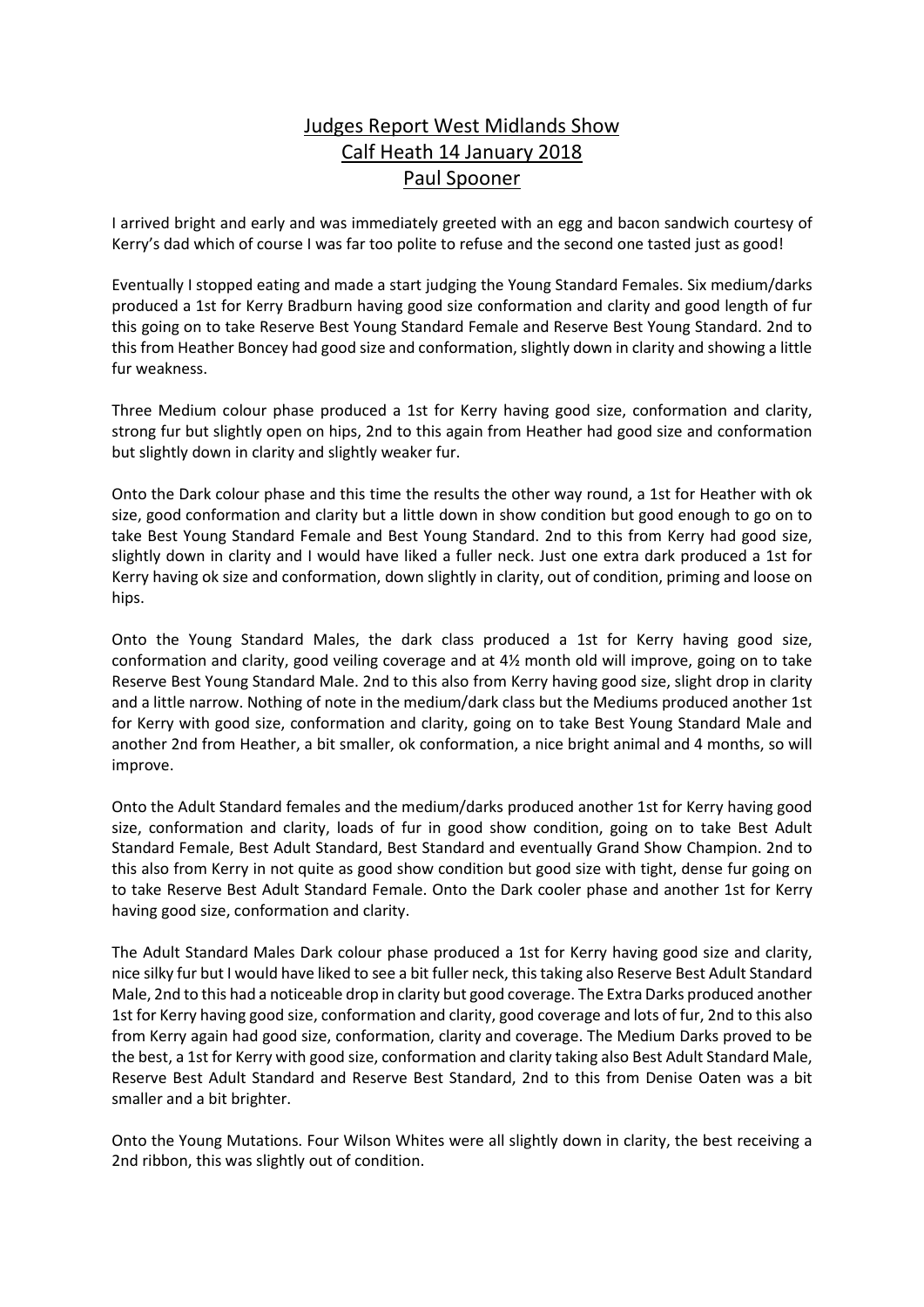# Judges Report West Midlands Show
## Calf Heath 14 January 2018
## Paul Spooner

I arrived bright and early and was immediately greeted with an egg and bacon sandwich courtesy of Kerry's dad which of course I was far too polite to refuse and the second one tasted just as good!

Eventually I stopped eating and made a start judging the Young Standard Females. Six medium/darks produced a 1st for Kerry Bradburn having good size conformation and clarity and good length of fur this going on to take Reserve Best Young Standard Female and Reserve Best Young Standard. 2nd to this from Heather Boncey had good size and conformation, slightly down in clarity and showing a little fur weakness.

Three Medium colour phase produced a 1st for Kerry having good size, conformation and clarity, strong fur but slightly open on hips, 2nd to this again from Heather had good size and conformation but slightly down in clarity and slightly weaker fur.

Onto the Dark colour phase and this time the results the other way round, a 1st for Heather with ok size, good conformation and clarity but a little down in show condition but good enough to go on to take Best Young Standard Female and Best Young Standard. 2nd to this from Kerry had good size, slightly down in clarity and I would have liked a fuller neck. Just one extra dark produced a 1st for Kerry having ok size and conformation, down slightly in clarity, out of condition, priming and loose on hips.

Onto the Young Standard Males, the dark class produced a 1st for Kerry having good size, conformation and clarity, good veiling coverage and at 4½ month old will improve, going on to take Reserve Best Young Standard Male. 2nd to this also from Kerry having good size, slight drop in clarity and a little narrow. Nothing of note in the medium/dark class but the Mediums produced another 1st for Kerry with good size, conformation and clarity, going on to take Best Young Standard Male and another 2nd from Heather, a bit smaller, ok conformation, a nice bright animal and 4 months, so will improve.

Onto the Adult Standard females and the medium/darks produced another 1st for Kerry having good size, conformation and clarity, loads of fur in good show condition, going on to take Best Adult Standard Female, Best Adult Standard, Best Standard and eventually Grand Show Champion. 2nd to this also from Kerry in not quite as good show condition but good size with tight, dense fur going on to take Reserve Best Adult Standard Female. Onto the Dark cooler phase and another 1st for Kerry having good size, conformation and clarity.

The Adult Standard Males Dark colour phase produced a 1st for Kerry having good size and clarity, nice silky fur but I would have liked to see a bit fuller neck, this taking also Reserve Best Adult Standard Male, 2nd to this had a noticeable drop in clarity but good coverage. The Extra Darks produced another 1st for Kerry having good size, conformation and clarity, good coverage and lots of fur, 2nd to this also from Kerry again had good size, conformation, clarity and coverage. The Medium Darks proved to be the best, a 1st for Kerry with good size, conformation and clarity taking also Best Adult Standard Male, Reserve Best Adult Standard and Reserve Best Standard, 2nd to this from Denise Oaten was a bit smaller and a bit brighter.

Onto the Young Mutations. Four Wilson Whites were all slightly down in clarity, the best receiving a 2nd ribbon, this was slightly out of condition.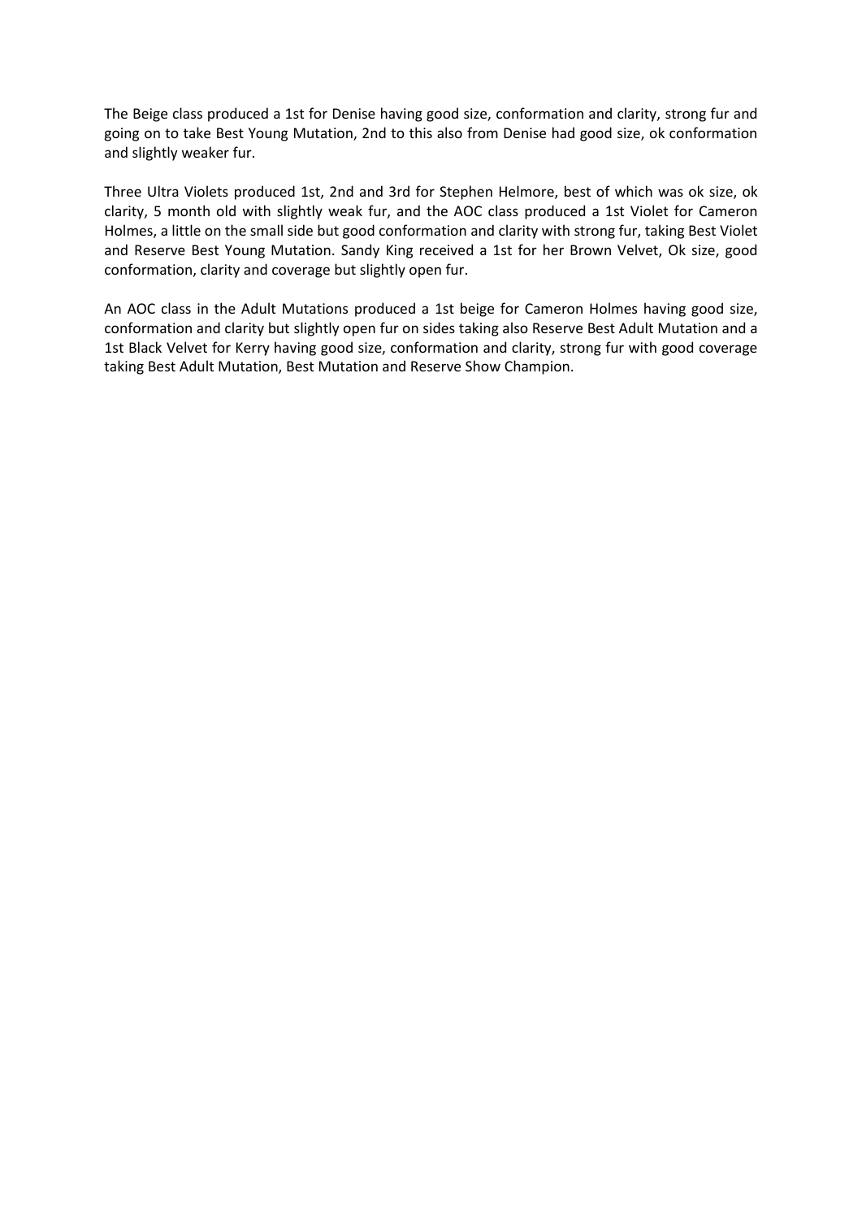The Beige class produced a 1st for Denise having good size, conformation and clarity, strong fur and going on to take Best Young Mutation, 2nd to this also from Denise had good size, ok conformation and slightly weaker fur.

Three Ultra Violets produced 1st, 2nd and 3rd for Stephen Helmore, best of which was ok size, ok clarity, 5 month old with slightly weak fur, and the AOC class produced a 1st Violet for Cameron Holmes, a little on the small side but good conformation and clarity with strong fur, taking Best Violet and Reserve Best Young Mutation. Sandy King received a 1st for her Brown Velvet, Ok size, good conformation, clarity and coverage but slightly open fur.

An AOC class in the Adult Mutations produced a 1st beige for Cameron Holmes having good size, conformation and clarity but slightly open fur on sides taking also Reserve Best Adult Mutation and a 1st Black Velvet for Kerry having good size, conformation and clarity, strong fur with good coverage taking Best Adult Mutation, Best Mutation and Reserve Show Champion.